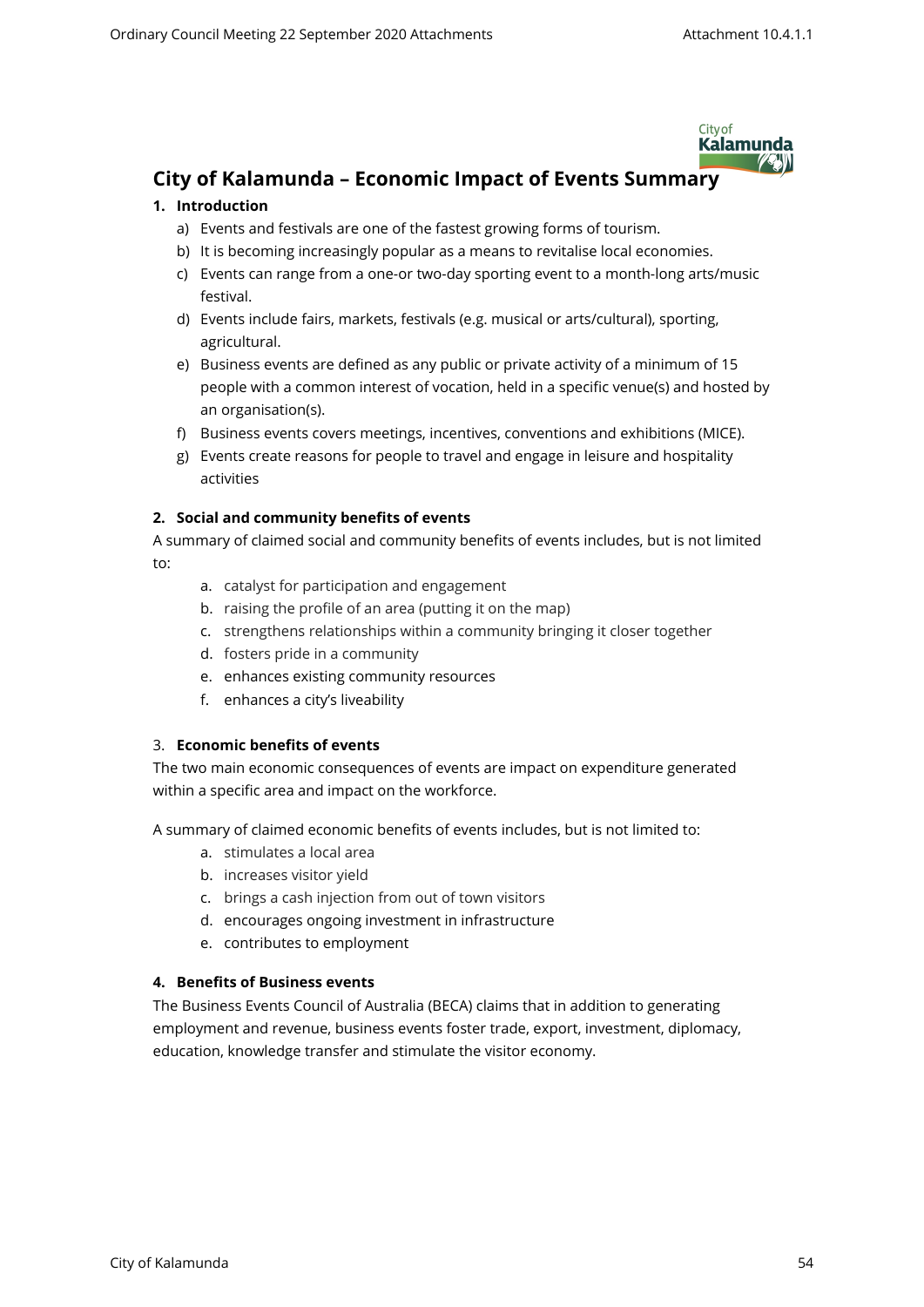# City of Kalamunda – Economic Impact of Events Summary

**1. Introduction**

a) Events and festivals are one of the fastest growing forms of tourism.
b) It is becoming increasingly popular as a means to revitalise local economies.
c) Events can range from a one-or two-day sporting event to a month-long arts/music festival.
d) Events include fairs, markets, festivals (e.g. musical or arts/cultural), sporting, agricultural.
e) Business events are defined as any public or private activity of a minimum of 15 people with a common interest of vocation, held in a specific venue(s) and hosted by an organisation(s).
f) Business events covers meetings, incentives, conventions and exhibitions (MICE).
g) Events create reasons for people to travel and engage in leisure and hospitality activities

**2. Social and community benefits of events**

A summary of claimed social and community benefits of events includes, but is not limited to:

a. catalyst for participation and engagement
b. raising the profile of an area (putting it on the map)
c. strengthens relationships within a community bringing it closer together
d. fosters pride in a community
e. enhances existing community resources
f. enhances a city's liveability

3. **Economic benefits of events**

The two main economic consequences of events are impact on expenditure generated within a specific area and impact on the workforce.

A summary of claimed economic benefits of events includes, but is not limited to:

a. stimulates a local area
b. increases visitor yield
c. brings a cash injection from out of town visitors
d. encourages ongoing investment in infrastructure
e. contributes to employment

**4. Benefits of Business events**

The Business Events Council of Australia (BECA) claims that in addition to generating employment and revenue, business events foster trade, export, investment, diplomacy, education, knowledge transfer and stimulate the visitor economy.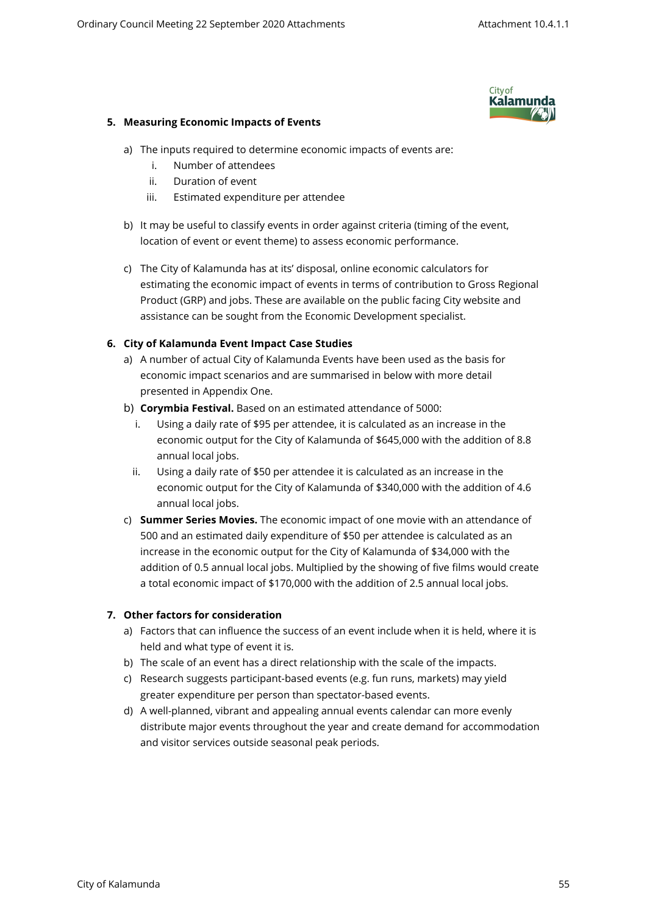## 5. Measuring Economic Impacts of Events

a) The inputs required to determine economic impacts of events are:
   i. Number of attendees
   ii. Duration of event
   iii. Estimated expenditure per attendee

b) It may be useful to classify events in order against criteria (timing of the event, location of event or event theme) to assess economic performance.

c) The City of Kalamunda has at its' disposal, online economic calculators for estimating the economic impact of events in terms of contribution to Gross Regional Product (GRP) and jobs. These are available on the public facing City website and assistance can be sought from the Economic Development specialist.

## 6. City of Kalamunda Event Impact Case Studies

a) A number of actual City of Kalamunda Events have been used as the basis for economic impact scenarios and are summarised in below with more detail presented in Appendix One.

b) **Corymbia Festival.** Based on an estimated attendance of 5000:
   i. Using a daily rate of $95 per attendee, it is calculated as an increase in the economic output for the City of Kalamunda of $645,000 with the addition of 8.8 annual local jobs.
   ii. Using a daily rate of $50 per attendee it is calculated as an increase in the economic output for the City of Kalamunda of $340,000 with the addition of 4.6 annual local jobs.

c) **Summer Series Movies.** The economic impact of one movie with an attendance of 500 and an estimated daily expenditure of $50 per attendee is calculated as an increase in the economic output for the City of Kalamunda of $34,000 with the addition of 0.5 annual local jobs. Multiplied by the showing of five films would create a total economic impact of $170,000 with the addition of 2.5 annual local jobs.

## 7. Other factors for consideration

a) Factors that can influence the success of an event include when it is held, where it is held and what type of event it is.

b) The scale of an event has a direct relationship with the scale of the impacts.

c) Research suggests participant-based events (e.g. fun runs, markets) may yield greater expenditure per person than spectator-based events.

d) A well-planned, vibrant and appealing annual events calendar can more evenly distribute major events throughout the year and create demand for accommodation and visitor services outside seasonal peak periods.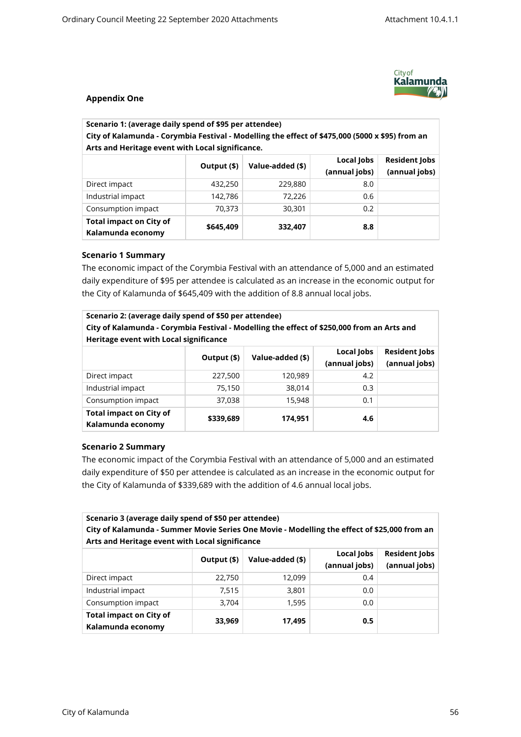**Appendix One**

| **Scenario 1: (average daily spend of $95 per attendee)<br>City of Kalamunda - Corymbia Festival - Modelling the effect of $475,000 (5000 x $95) from an Arts and Heritage event with Local significance.** | | | | |
|---|---|---|---|---|
| | **Output ($)** | **Value-added ($)** | **Local Jobs (annual jobs)** | **Resident Jobs (annual jobs)** |
| Direct impact | 432,250 | 229,880 | 8.0 | |
| Industrial impact | 142,786 | 72,226 | 0.6 | |
| Consumption impact | 70,373 | 30,301 | 0.2 | |
| **Total impact on City of Kalamunda economy** | **$645,409** | **332,407** | **8.8** | |

### Scenario 1 Summary

The economic impact of the Corymbia Festival with an attendance of 5,000 and an estimated daily expenditure of $95 per attendee is calculated as an increase in the economic output for the City of Kalamunda of $645,409 with the addition of 8.8 annual local jobs.

| **Scenario 2: (average daily spend of $50 per attendee)<br>City of Kalamunda - Corymbia Festival - Modelling the effect of $250,000 from an Arts and Heritage event with Local significance** | | | | |
|---|---|---|---|---|
| | **Output ($)** | **Value-added ($)** | **Local Jobs (annual jobs)** | **Resident Jobs (annual jobs)** |
| Direct impact | 227,500 | 120,989 | 4.2 | |
| Industrial impact | 75,150 | 38,014 | 0.3 | |
| Consumption impact | 37,038 | 15,948 | 0.1 | |
| **Total impact on City of Kalamunda economy** | **$339,689** | **174,951** | **4.6** | |

### Scenario 2 Summary

The economic impact of the Corymbia Festival with an attendance of 5,000 and an estimated daily expenditure of $50 per attendee is calculated as an increase in the economic output for the City of Kalamunda of $339,689 with the addition of 4.6 annual local jobs.

| **Scenario 3 (average daily spend of $50 per attendee)<br>City of Kalamunda - Summer Movie Series One Movie - Modelling the effect of $25,000 from an Arts and Heritage event with Local significance** | | | | |
|---|---|---|---|---|
| | **Output ($)** | **Value-added ($)** | **Local Jobs (annual jobs)** | **Resident Jobs (annual jobs)** |
| Direct impact | 22,750 | 12,099 | 0.4 | |
| Industrial impact | 7,515 | 3,801 | 0.0 | |
| Consumption impact | 3,704 | 1,595 | 0.0 | |
| **Total impact on City of Kalamunda economy** | **33,969** | **17,495** | **0.5** | |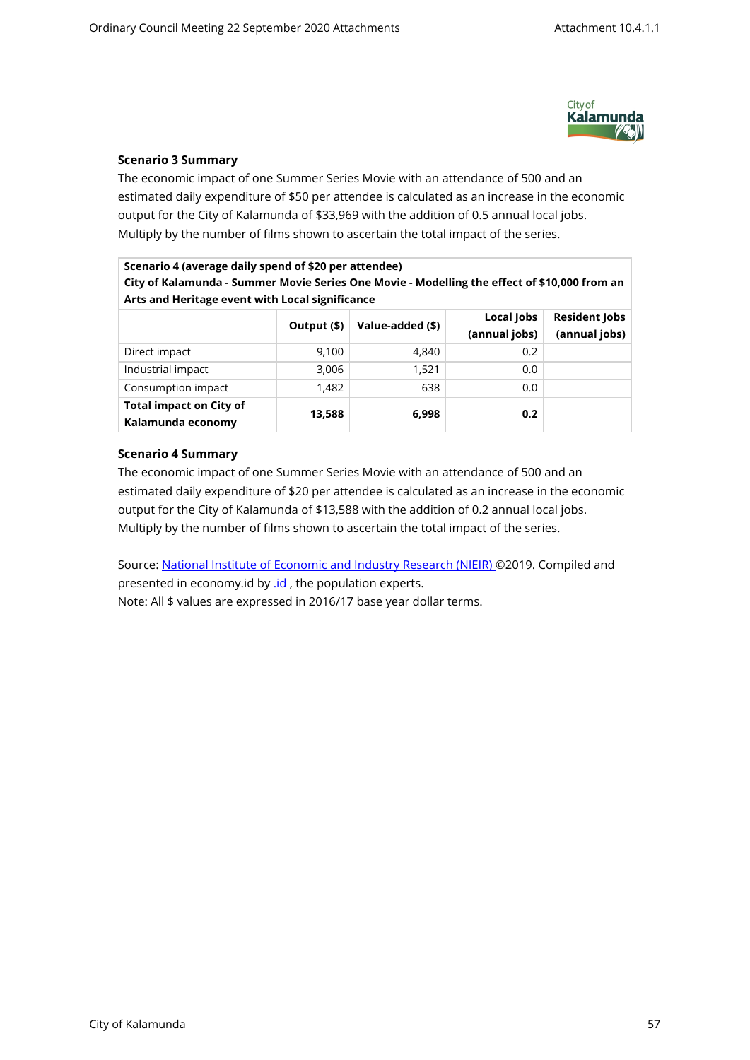### Scenario 3 Summary

The economic impact of one Summer Series Movie with an attendance of 500 and an estimated daily expenditure of $50 per attendee is calculated as an increase in the economic output for the City of Kalamunda of $33,969 with the addition of 0.5 annual local jobs. Multiply by the number of films shown to ascertain the total impact of the series.

**Scenario 4 (average daily spend of $20 per attendee)**
**City of Kalamunda - Summer Movie Series One Movie - Modelling the effect of $10,000 from an Arts and Heritage event with Local significance**

| | Output ($) | Value-added ($) | Local Jobs (annual jobs) | Resident Jobs (annual jobs) |
|---|---|---|---|---|
| Direct impact | 9,100 | 4,840 | 0.2 | |
| Industrial impact | 3,006 | 1,521 | 0.0 | |
| Consumption impact | 1,482 | 638 | 0.0 | |
| **Total impact on City of Kalamunda economy** | **13,588** | **6,998** | **0.2** | |

### Scenario 4 Summary

The economic impact of one Summer Series Movie with an attendance of 500 and an estimated daily expenditure of $20 per attendee is calculated as an increase in the economic output for the City of Kalamunda of $13,588 with the addition of 0.2 annual local jobs. Multiply by the number of films shown to ascertain the total impact of the series.

Source: National Institute of Economic and Industry Research (NIEIR) ©2019. Compiled and presented in economy.id by .id , the population experts.
Note: All $ values are expressed in 2016/17 base year dollar terms.